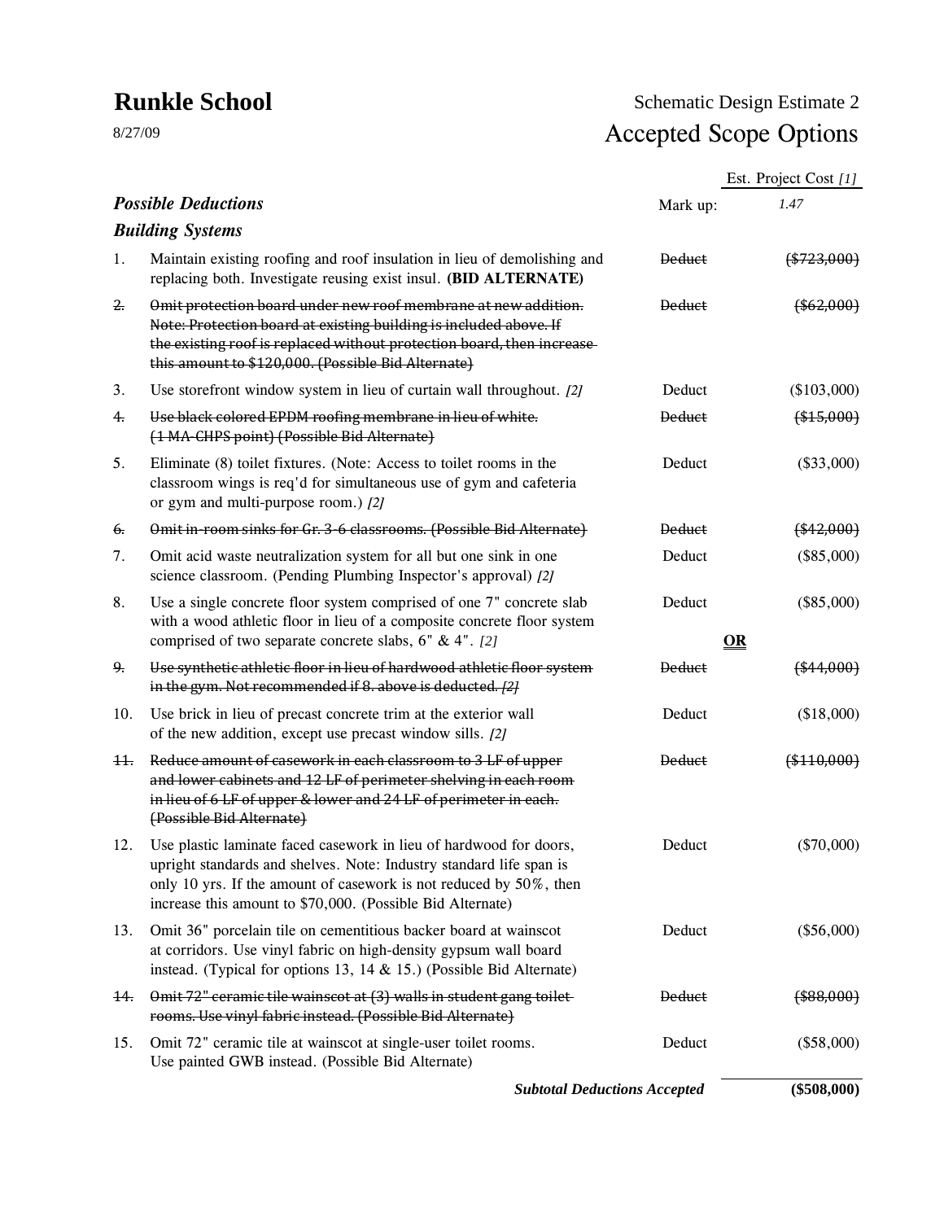# Runkle School

8/27/09

## Schematic Design Estimate 2
## Accepted Scope Options

| | | | Est. Project Cost [1] |
|---|---|---|---|
| ***Possible Deductions*** | | Mark up: | *1.47* |
| ***Building Systems*** | | | |
| 1. | Maintain existing roofing and roof insulation in lieu of demolishing and replacing both. Investigate reusing exist insul. **(BID ALTERNATE)** | ~~Deduct~~ | ~~($723,000)~~ |
| ~~2.~~ | ~~Omit protection board under new roof membrane at new addition. Note: Protection board at existing building is included above. If the existing roof is replaced without protection board, then increase this amount to $120,000. (Possible Bid Alternate)~~ | ~~Deduct~~ | ~~($62,000)~~ |
| 3. | Use storefront window system in lieu of curtain wall throughout. *[2]* | Deduct | ($103,000) |
| ~~4.~~ | ~~Use black colored EPDM roofing membrane in lieu of white. (1 MA-CHPS point) (Possible Bid Alternate)~~ | ~~Deduct~~ | ~~($15,000)~~ |
| 5. | Eliminate (8) toilet fixtures. (Note: Access to toilet rooms in the classroom wings is req'd for simultaneous use of gym and cafeteria or gym and multi-purpose room.) *[2]* | Deduct | ($33,000) |
| ~~6.~~ | ~~Omit in-room sinks for Gr. 3-6 classrooms. (Possible Bid Alternate)~~ | ~~Deduct~~ | ~~($42,000)~~ |
| 7. | Omit acid waste neutralization system for all but one sink in one science classroom. (Pending Plumbing Inspector's approval) *[2]* | Deduct | ($85,000) |
| 8. | Use a single concrete floor system comprised of one 7" concrete slab with a wood athletic floor in lieu of a composite concrete floor system comprised of two separate concrete slabs, 6" & 4". *[2]* | Deduct | ($85,000) |
| | | **OR** | |
| ~~9.~~ | ~~Use synthetic athletic floor in lieu of hardwood athletic floor system in the gym. Not recommended if 8. above is deducted. [2]~~ | ~~Deduct~~ | ~~($44,000)~~ |
| 10. | Use brick in lieu of precast concrete trim at the exterior wall of the new addition, except use precast window sills. *[2]* | Deduct | ($18,000) |
| ~~11.~~ | ~~Reduce amount of casework in each classroom to 3 LF of upper and lower cabinets and 12 LF of perimeter shelving in each room in lieu of 6 LF of upper & lower and 24 LF of perimeter in each. (Possible Bid Alternate)~~ | ~~Deduct~~ | ~~($110,000)~~ |
| 12. | Use plastic laminate faced casework in lieu of hardwood for doors, upright standards and shelves. Note: Industry standard life span is only 10 yrs. If the amount of casework is not reduced by 50%, then increase this amount to $70,000. (Possible Bid Alternate) | Deduct | ($70,000) |
| 13. | Omit 36" porcelain tile on cementitious backer board at wainscot at corridors. Use vinyl fabric on high-density gypsum wall board instead. (Typical for options 13, 14 & 15.) (Possible Bid Alternate) | Deduct | ($56,000) |
| ~~14.~~ | ~~Omit 72" ceramic tile wainscot at (3) walls in student gang toilet rooms. Use vinyl fabric instead. (Possible Bid Alternate)~~ | ~~Deduct~~ | ~~($88,000)~~ |
| 15. | Omit 72" ceramic tile at wainscot at single-user toilet rooms. Use painted GWB instead. (Possible Bid Alternate) | Deduct | ($58,000) |
| | ***Subtotal Deductions Accepted*** | | **($508,000)** |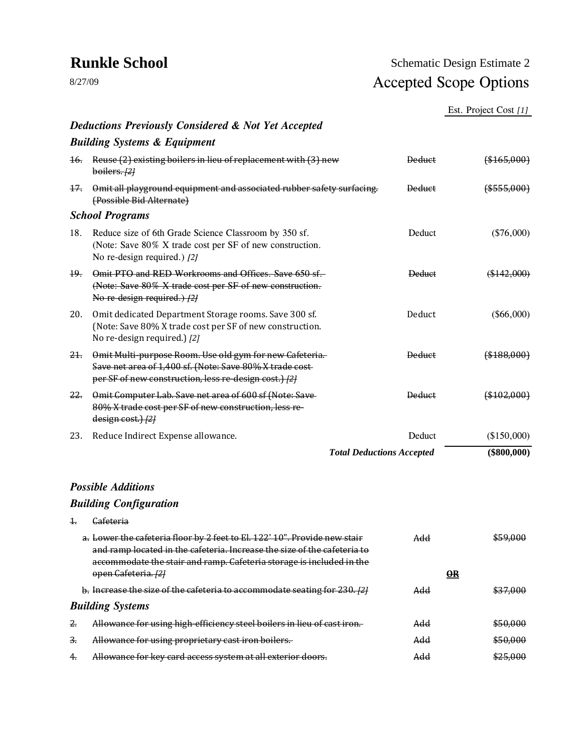# Runkle School

8/27/09

Schematic Design Estimate 2

## Accepted Scope Options

| | | | Est. Project Cost [1] |
|---|---|---|---|
| ***Deductions Previously Considered & Not Yet Accepted*** | | | |
| ***Building Systems & Equipment*** | | | |
| ~~16.~~ | ~~Reuse (2) existing boilers in lieu of replacement with (3) new boilers. [2]~~ | ~~Deduct~~ | ~~($165,000)~~ |
| ~~17.~~ | ~~Omit all playground equipment and associated rubber safety surfacing. (Possible Bid Alternate)~~ | ~~Deduct~~ | ~~($555,000)~~ |
| ***School Programs*** | | | |
| 18. | Reduce size of 6th Grade Science Classroom by 350 sf. (Note: Save 80% X trade cost per SF of new construction. No re-design required.) [2] | Deduct | ($76,000) |
| ~~19.~~ | ~~Omit PTO and RED Workrooms and Offices. Save 650 sf. (Note: Save 80% X trade cost per SF of new construction. No re-design required.) [2]~~ | ~~Deduct~~ | ~~($142,000)~~ |
| 20. | Omit dedicated Department Storage rooms. Save 300 sf. (Note: Save 80% X trade cost per SF of new construction. No re-design required.) [2] | Deduct | ($66,000) |
| ~~21.~~ | ~~Omit Multi-purpose Room. Use old gym for new Cafeteria. Save net area of 1,400 sf. (Note: Save 80% X trade cost per SF of new construction, less re-design cost.) [2]~~ | ~~Deduct~~ | ~~($188,000)~~ |
| ~~22.~~ | ~~Omit Computer Lab. Save net area of 600 sf (Note: Save 80% X trade cost per SF of new construction, less re-design cost.) [2]~~ | ~~Deduct~~ | ~~($102,000)~~ |
| 23. | Reduce Indirect Expense allowance. | Deduct | ($150,000) |
| | | ***Total Deductions Accepted*** | **($800,000)** |

| | | | |
|---|---|---|---|
| ***Possible Additions*** | | | |
| ***Building Configuration*** | | | |
| ~~1.~~ | ~~Cafeteria~~ | | |
| | ~~a. Lower the cafeteria floor by 2 feet to El. 122' 10". Provide new stair and ramp located in the cafeteria. Increase the size of the cafeteria to accommodate the stair and ramp. Cafeteria storage is included in the open Cafeteria. [2]~~ | ~~Add~~ | ~~$59,000~~ |
| | | ~~**OR**~~ | |
| | ~~b. Increase the size of the cafeteria to accommodate seating for 230. [2]~~ | ~~Add~~ | ~~$37,000~~ |
| ***Building Systems*** | | | |
| ~~2.~~ | ~~Allowance for using high-efficiency steel boilers in lieu of cast iron.~~ | ~~Add~~ | ~~$50,000~~ |
| ~~3.~~ | ~~Allowance for using proprietary cast iron boilers.~~ | ~~Add~~ | ~~$50,000~~ |
| ~~4.~~ | ~~Allowance for key card access system at all exterior doors.~~ | ~~Add~~ | ~~$25,000~~ |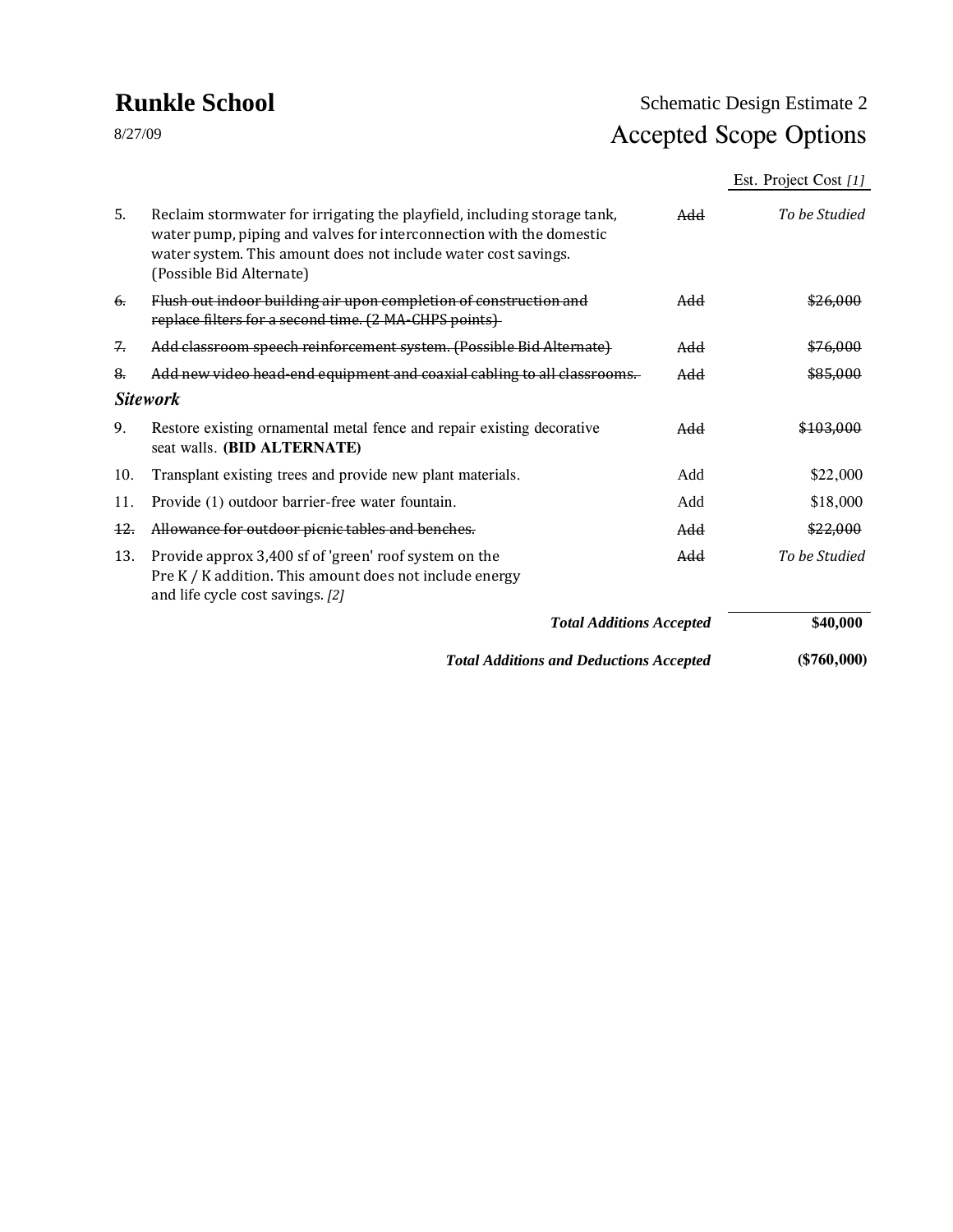# Runkle School

8/27/09

Schematic Design Estimate 2

## Accepted Scope Options

| | | | Est. Project Cost *[1]* |
|---|---|---|---|
| 5. | Reclaim stormwater for irrigating the playfield, including storage tank, water pump, piping and valves for interconnection with the domestic water system. This amount does not include water cost savings. (Possible Bid Alternate) | ~~Add~~ | *To be Studied* |
| ~~6.~~ | ~~Flush out indoor building air upon completion of construction and replace filters for a second time. (2 MA-CHPS points)~~ | ~~Add~~ | ~~$26,000~~ |
| ~~7.~~ | ~~Add classroom speech reinforcement system. (Possible Bid Alternate)~~ | ~~Add~~ | ~~$76,000~~ |
| ~~8.~~ | ~~Add new video head-end equipment and coaxial cabling to all classrooms.~~ | ~~Add~~ | ~~$85,000~~ |
| ***Sitework*** | | | |
| 9. | Restore existing ornamental metal fence and repair existing decorative seat walls. **(BID ALTERNATE)** | ~~Add~~ | ~~$103,000~~ |
| 10. | Transplant existing trees and provide new plant materials. | Add | $22,000 |
| 11. | Provide (1) outdoor barrier-free water fountain. | Add | $18,000 |
| ~~12.~~ | ~~Allowance for outdoor picnic tables and benches.~~ | ~~Add~~ | ~~$22,000~~ |
| 13. | Provide approx 3,400 sf of 'green' roof system on the Pre K / K addition. This amount does not include energy and life cycle cost savings. *[2]* | ~~Add~~ | *To be Studied* |
| | ***Total Additions Accepted*** | | **$40,000** |
| | ***Total Additions and Deductions Accepted*** | | **($760,000)** |